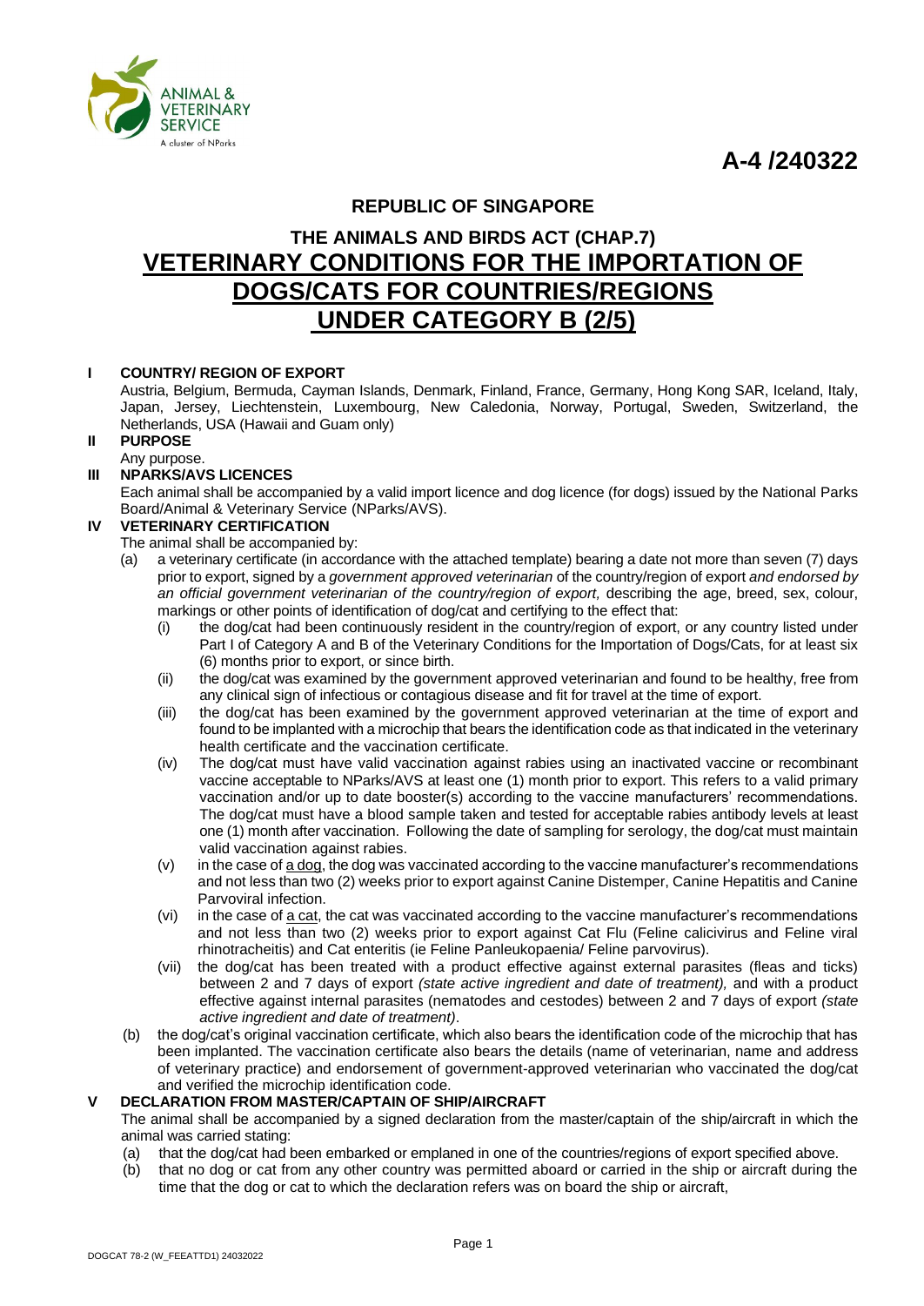ANIMAL & VETERINARY SERVICE
A cluster of NParks

**A-4 /240322**

## REPUBLIC OF SINGAPORE

## THE ANIMALS AND BIRDS ACT (CHAP.7)

# VETERINARY CONDITIONS FOR THE IMPORTATION OF DOGS/CATS FOR COUNTRIES/REGIONS UNDER CATEGORY B (2/5)

**I COUNTRY/ REGION OF EXPORT**

Austria, Belgium, Bermuda, Cayman Islands, Denmark, Finland, France, Germany, Hong Kong SAR, Iceland, Italy, Japan, Jersey, Liechtenstein, Luxembourg, New Caledonia, Norway, Portugal, Sweden, Switzerland, the Netherlands, USA (Hawaii and Guam only)

**II PURPOSE**

Any purpose.

**III NPARKS/AVS LICENCES**

Each animal shall be accompanied by a valid import licence and dog licence (for dogs) issued by the National Parks Board/Animal & Veterinary Service (NParks/AVS).

**IV VETERINARY CERTIFICATION**

The animal shall be accompanied by:

(a) a veterinary certificate (in accordance with the attached template) bearing a date not more than seven (7) days prior to export, signed by a *government approved veterinarian* of the country/region of export *and endorsed by an official government veterinarian of the country/region of export,* describing the age, breed, sex, colour, markings or other points of identification of dog/cat and certifying to the effect that:

(i) the dog/cat had been continuously resident in the country/region of export, or any country listed under Part I of Category A and B of the Veterinary Conditions for the Importation of Dogs/Cats, for at least six (6) months prior to export, or since birth.

(ii) the dog/cat was examined by the government approved veterinarian and found to be healthy, free from any clinical sign of infectious or contagious disease and fit for travel at the time of export.

(iii) the dog/cat has been examined by the government approved veterinarian at the time of export and found to be implanted with a microchip that bears the identification code as that indicated in the veterinary health certificate and the vaccination certificate.

(iv) The dog/cat must have valid vaccination against rabies using an inactivated vaccine or recombinant vaccine acceptable to NParks/AVS at least one (1) month prior to export. This refers to a valid primary vaccination and/or up to date booster(s) according to the vaccine manufacturers' recommendations. The dog/cat must have a blood sample taken and tested for acceptable rabies antibody levels at least one (1) month after vaccination. Following the date of sampling for serology, the dog/cat must maintain valid vaccination against rabies.

(v) in the case of a dog, the dog was vaccinated according to the vaccine manufacturer's recommendations and not less than two (2) weeks prior to export against Canine Distemper, Canine Hepatitis and Canine Parvoviral infection.

(vi) in the case of a cat, the cat was vaccinated according to the vaccine manufacturer's recommendations and not less than two (2) weeks prior to export against Cat Flu (Feline calicivirus and Feline viral rhinotracheitis) and Cat enteritis (ie Feline Panleukopaenia/ Feline parvovirus).

(vii) the dog/cat has been treated with a product effective against external parasites (fleas and ticks) between 2 and 7 days of export *(state active ingredient and date of treatment),* and with a product effective against internal parasites (nematodes and cestodes) between 2 and 7 days of export *(state active ingredient and date of treatment)*.

(b) the dog/cat's original vaccination certificate, which also bears the identification code of the microchip that has been implanted. The vaccination certificate also bears the details (name of veterinarian, name and address of veterinary practice) and endorsement of government-approved veterinarian who vaccinated the dog/cat and verified the microchip identification code.

**V DECLARATION FROM MASTER/CAPTAIN OF SHIP/AIRCRAFT**

The animal shall be accompanied by a signed declaration from the master/captain of the ship/aircraft in which the animal was carried stating:

(a) that the dog/cat had been embarked or emplaned in one of the countries/regions of export specified above.

(b) that no dog or cat from any other country was permitted aboard or carried in the ship or aircraft during the time that the dog or cat to which the declaration refers was on board the ship or aircraft,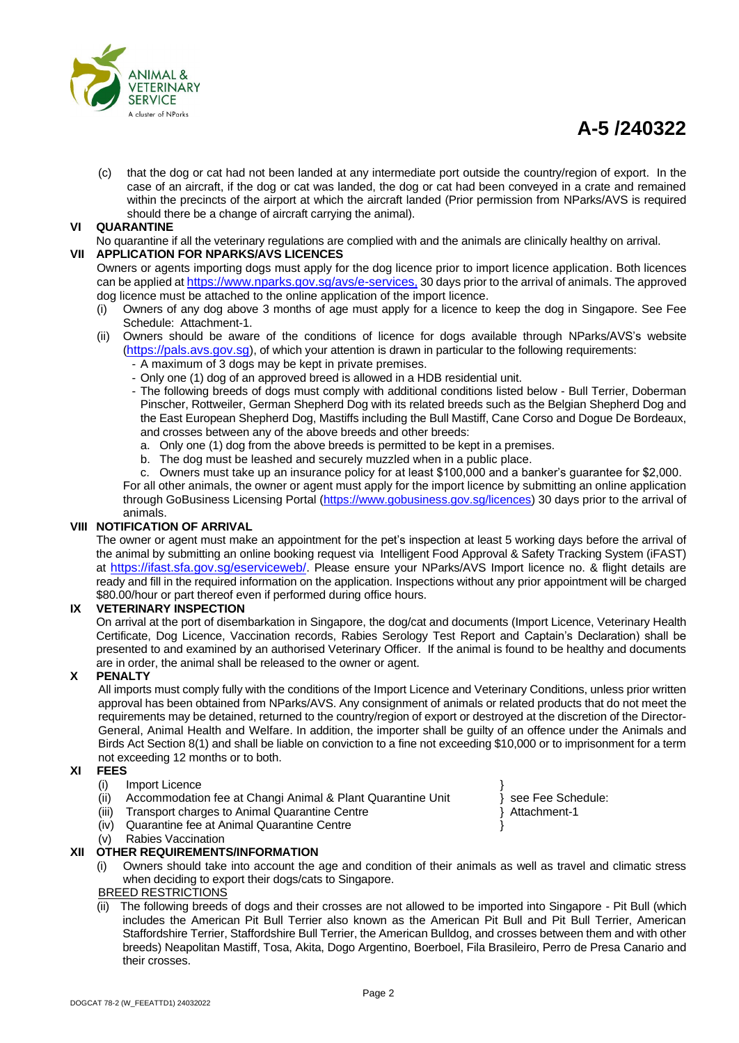(c) that the dog or cat had not been landed at any intermediate port outside the country/region of export. In the case of an aircraft, if the dog or cat was landed, the dog or cat had been conveyed in a crate and remained within the precincts of the airport at which the aircraft landed (Prior permission from NParks/AVS is required should there be a change of aircraft carrying the animal).

## VI QUARANTINE

No quarantine if all the veterinary regulations are complied with and the animals are clinically healthy on arrival.

## VII APPLICATION FOR NPARKS/AVS LICENCES

Owners or agents importing dogs must apply for the dog licence prior to import licence application. Both licences can be applied at https://www.nparks.gov.sg/avs/e-services, 30 days prior to the arrival of animals. The approved dog licence must be attached to the online application of the import licence.

(i) Owners of any dog above 3 months of age must apply for a licence to keep the dog in Singapore. See Fee Schedule: Attachment-1.

(ii) Owners should be aware of the conditions of licence for dogs available through NParks/AVS's website (https://pals.avs.gov.sg), of which your attention is drawn in particular to the following requirements:

- A maximum of 3 dogs may be kept in private premises.
- Only one (1) dog of an approved breed is allowed in a HDB residential unit.
- The following breeds of dogs must comply with additional conditions listed below - Bull Terrier, Doberman Pinscher, Rottweiler, German Shepherd Dog with its related breeds such as the Belgian Shepherd Dog and the East European Shepherd Dog, Mastiffs including the Bull Mastiff, Cane Corso and Dogue De Bordeaux, and crosses between any of the above breeds and other breeds:
  a. Only one (1) dog from the above breeds is permitted to be kept in a premises.
  b. The dog must be leashed and securely muzzled when in a public place.
  c. Owners must take up an insurance policy for at least $100,000 and a banker's guarantee for $2,000.

For all other animals, the owner or agent must apply for the import licence by submitting an online application through GoBusiness Licensing Portal (https://www.gobusiness.gov.sg/licences) 30 days prior to the arrival of animals.

## VIII NOTIFICATION OF ARRIVAL

The owner or agent must make an appointment for the pet's inspection at least 5 working days before the arrival of the animal by submitting an online booking request via Intelligent Food Approval & Safety Tracking System (iFAST) at https://ifast.sfa.gov.sg/eserviceweb/. Please ensure your NParks/AVS Import licence no. & flight details are ready and fill in the required information on the application. Inspections without any prior appointment will be charged $80.00/hour or part thereof even if performed during office hours.

## IX VETERINARY INSPECTION

On arrival at the port of disembarkation in Singapore, the dog/cat and documents (Import Licence, Veterinary Health Certificate, Dog Licence, Vaccination records, Rabies Serology Test Report and Captain's Declaration) shall be presented to and examined by an authorised Veterinary Officer. If the animal is found to be healthy and documents are in order, the animal shall be released to the owner or agent.

## X PENALTY

All imports must comply fully with the conditions of the Import Licence and Veterinary Conditions, unless prior written approval has been obtained from NParks/AVS. Any consignment of animals or related products that do not meet the requirements may be detained, returned to the country/region of export or destroyed at the discretion of the Director-General, Animal Health and Welfare. In addition, the importer shall be guilty of an offence under the Animals and Birds Act Section 8(1) and shall be liable on conviction to a fine not exceeding $10,000 or to imprisonment for a term not exceeding 12 months or to both.

## XI FEES

(i) Import Licence }
(ii) Accommodation fee at Changi Animal & Plant Quarantine Unit } see Fee Schedule:
(iii) Transport charges to Animal Quarantine Centre } Attachment-1
(iv) Quarantine fee at Animal Quarantine Centre }
(v) Rabies Vaccination

## XII OTHER REQUIREMENTS/INFORMATION

(i) Owners should take into account the age and condition of their animals as well as travel and climatic stress when deciding to export their dogs/cats to Singapore.

BREED RESTRICTIONS

(ii) The following breeds of dogs and their crosses are not allowed to be imported into Singapore - Pit Bull (which includes the American Pit Bull Terrier also known as the American Pit Bull and Pit Bull Terrier, American Staffordshire Terrier, Staffordshire Bull Terrier, the American Bulldog, and crosses between them and with other breeds) Neapolitan Mastiff, Tosa, Akita, Dogo Argentino, Boerboel, Fila Brasileiro, Perro de Presa Canario and their crosses.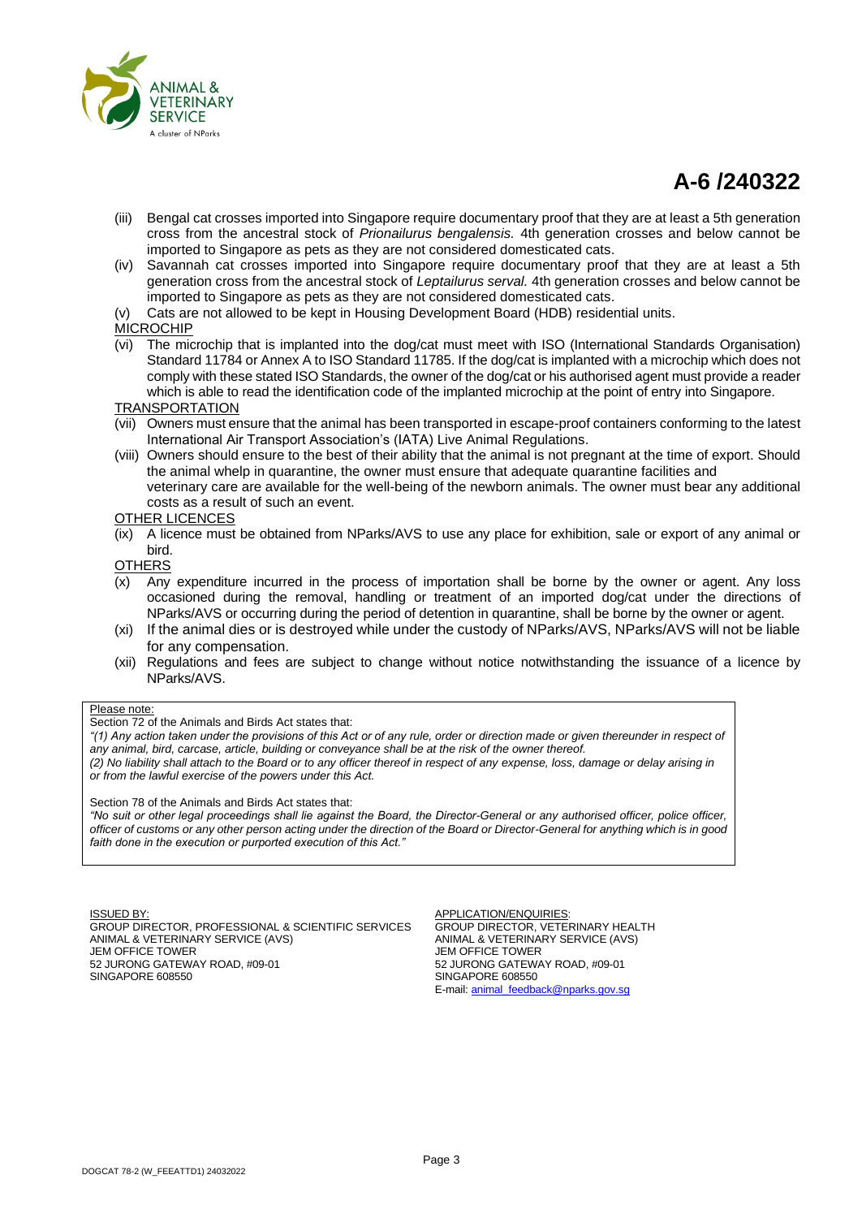**A-6 /240322**

(iii) Bengal cat crosses imported into Singapore require documentary proof that they are at least a 5th generation cross from the ancestral stock of *Prionailurus bengalensis.* 4th generation crosses and below cannot be imported to Singapore as pets as they are not considered domesticated cats.

(iv) Savannah cat crosses imported into Singapore require documentary proof that they are at least a 5th generation cross from the ancestral stock of *Leptailurus serval.* 4th generation crosses and below cannot be imported to Singapore as pets as they are not considered domesticated cats.

(v) Cats are not allowed to be kept in Housing Development Board (HDB) residential units.

<u>MICROCHIP</u>

(vi) The microchip that is implanted into the dog/cat must meet with ISO (International Standards Organisation) Standard 11784 or Annex A to ISO Standard 11785. If the dog/cat is implanted with a microchip which does not comply with these stated ISO Standards, the owner of the dog/cat or his authorised agent must provide a reader which is able to read the identification code of the implanted microchip at the point of entry into Singapore.

<u>TRANSPORTATION</u>

(vii) Owners must ensure that the animal has been transported in escape-proof containers conforming to the latest International Air Transport Association's (IATA) Live Animal Regulations.

(viii) Owners should ensure to the best of their ability that the animal is not pregnant at the time of export. Should the animal whelp in quarantine, the owner must ensure that adequate quarantine facilities and veterinary care are available for the well-being of the newborn animals. The owner must bear any additional costs as a result of such an event.

<u>OTHER LICENCES</u>

(ix) A licence must be obtained from NParks/AVS to use any place for exhibition, sale or export of any animal or bird.

<u>OTHERS</u>

(x) Any expenditure incurred in the process of importation shall be borne by the owner or agent. Any loss occasioned during the removal, handling or treatment of an imported dog/cat under the directions of NParks/AVS or occurring during the period of detention in quarantine, shall be borne by the owner or agent.

(xi) If the animal dies or is destroyed while under the custody of NParks/AVS, NParks/AVS will not be liable for any compensation.

(xii) Regulations and fees are subject to change without notice notwithstanding the issuance of a licence by NParks/AVS.

<u>Please note:</u>

Section 72 of the Animals and Birds Act states that:

*"(1) Any action taken under the provisions of this Act or of any rule, order or direction made or given thereunder in respect of any animal, bird, carcase, article, building or conveyance shall be at the risk of the owner thereof.*
*(2) No liability shall attach to the Board or to any officer thereof in respect of any expense, loss, damage or delay arising in or from the lawful exercise of the powers under this Act.*

Section 78 of the Animals and Birds Act states that:

*"No suit or other legal proceedings shall lie against the Board, the Director-General or any authorised officer, police officer, officer of customs or any other person acting under the direction of the Board or Director-General for anything which is in good faith done in the execution or purported execution of this Act."*

<u>ISSUED BY:</u>
GROUP DIRECTOR, PROFESSIONAL & SCIENTIFIC SERVICES
ANIMAL & VETERINARY SERVICE (AVS)
JEM OFFICE TOWER
52 JURONG GATEWAY ROAD, #09-01
SINGAPORE 608550

<u>APPLICATION/ENQUIRIES</u>:
GROUP DIRECTOR, VETERINARY HEALTH
ANIMAL & VETERINARY SERVICE (AVS)
JEM OFFICE TOWER
52 JURONG GATEWAY ROAD, #09-01
SINGAPORE 608550
E-mail: animal_feedback@nparks.gov.sg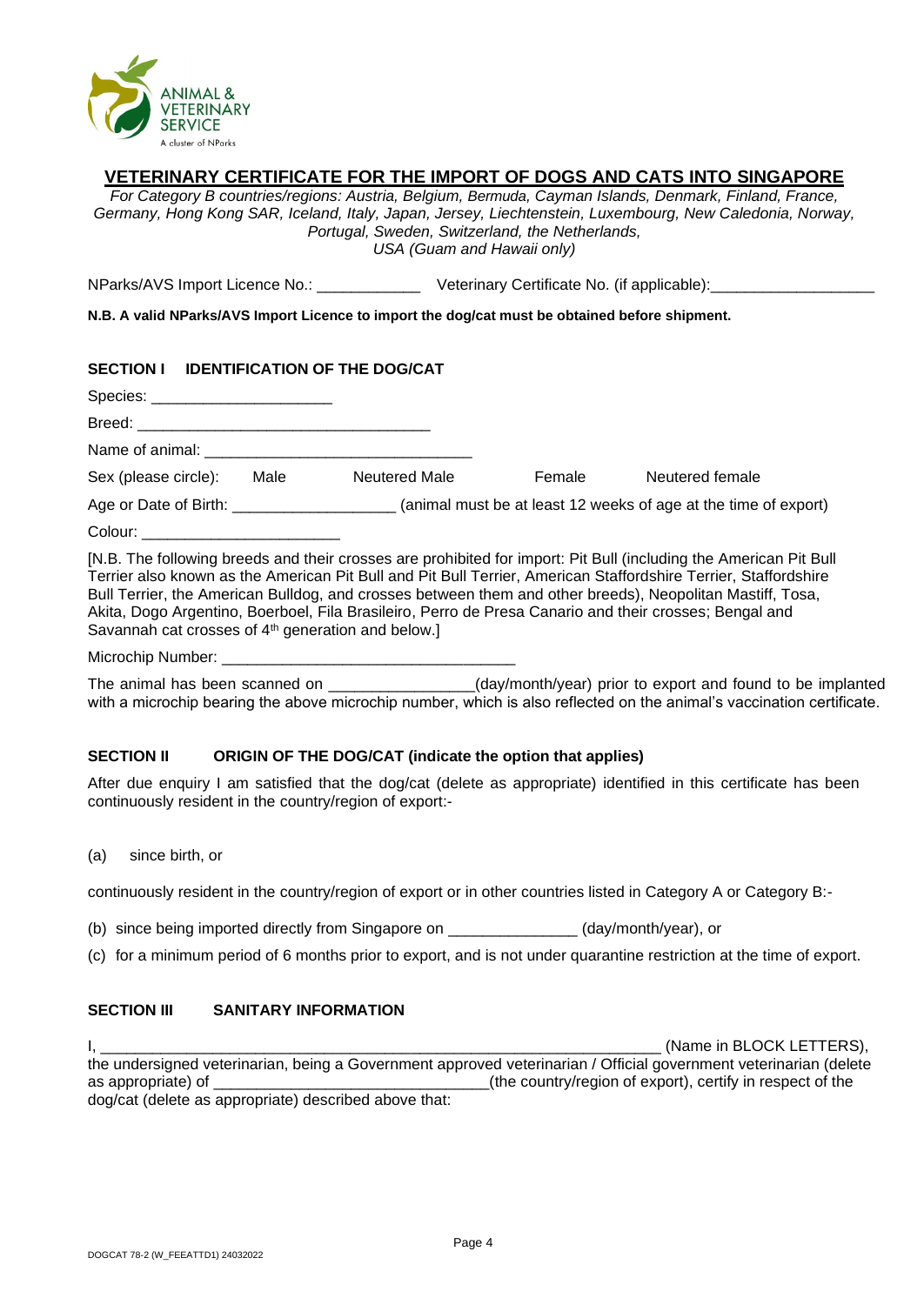ANIMAL & VETERINARY SERVICE
A cluster of NParks

# VETERINARY CERTIFICATE FOR THE IMPORT OF DOGS AND CATS INTO SINGAPORE

*For Category B countries/regions: Austria, Belgium, Bermuda, Cayman Islands, Denmark, Finland, France, Germany, Hong Kong SAR, Iceland, Italy, Japan, Jersey, Liechtenstein, Luxembourg, New Caledonia, Norway, Portugal, Sweden, Switzerland, the Netherlands, USA (Guam and Hawaii only)*

NParks/AVS Import Licence No.: ____________ Veterinary Certificate No. (if applicable):___________________

**N.B. A valid NParks/AVS Import Licence to import the dog/cat must be obtained before shipment.**

## SECTION I IDENTIFICATION OF THE DOG/CAT

Species: _____________________

Breed: __________________________________

Name of animal: ______________________________

Sex (please circle): Male Neutered Male Female Neutered female

Age or Date of Birth: __________________ (animal must be at least 12 weeks of age at the time of export)

Colour: _______________________

[N.B. The following breeds and their crosses are prohibited for import: Pit Bull (including the American Pit Bull Terrier also known as the American Pit Bull and Pit Bull Terrier, American Staffordshire Terrier, Staffordshire Bull Terrier, the American Bulldog, and crosses between them and other breeds), Neopolitan Mastiff, Tosa, Akita, Dogo Argentino, Boerboel, Fila Brasileiro, Perro de Presa Canario and their crosses; Bengal and Savannah cat crosses of 4th generation and below.]

Microchip Number: _________________________________

The animal has been scanned on ________________(day/month/year) prior to export and found to be implanted with a microchip bearing the above microchip number, which is also reflected on the animal's vaccination certificate.

## SECTION II ORIGIN OF THE DOG/CAT (indicate the option that applies)

After due enquiry I am satisfied that the dog/cat (delete as appropriate) identified in this certificate has been continuously resident in the country/region of export:-

(a) since birth, or

continuously resident in the country/region of export or in other countries listed in Category A or Category B:-

(b) since being imported directly from Singapore on ______________ (day/month/year), or

(c) for a minimum period of 6 months prior to export, and is not under quarantine restriction at the time of export.

## SECTION III SANITARY INFORMATION

I, ____________________________________________________________________ (Name in BLOCK LETTERS), the undersigned veterinarian, being a Government approved veterinarian / Official government veterinarian (delete as appropriate) of _______________________________(the country/region of export), certify in respect of the dog/cat (delete as appropriate) described above that:

DOGCAT 78-2 (W_FEEATTD1) 24032022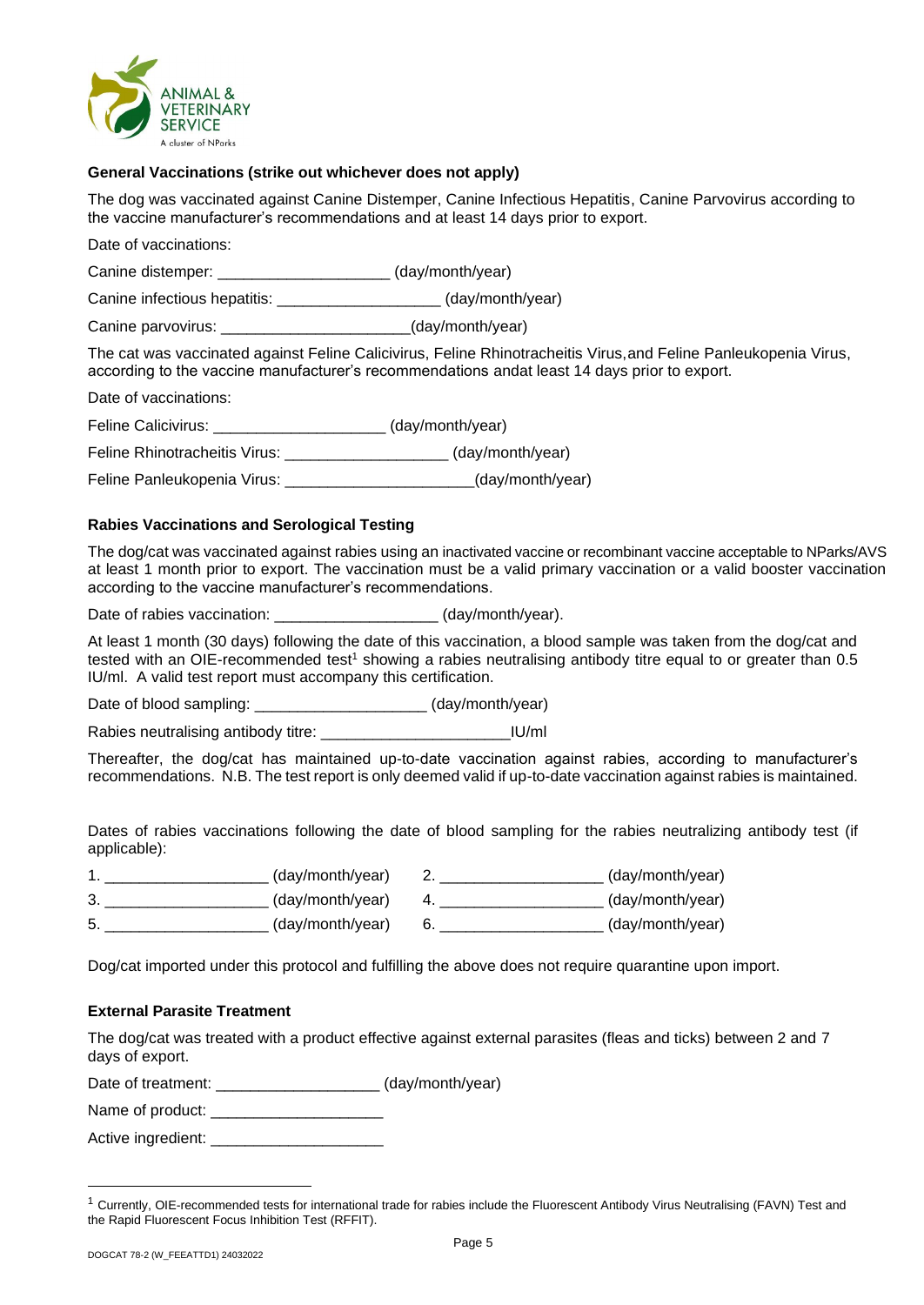### General Vaccinations (strike out whichever does not apply)

The dog was vaccinated against Canine Distemper, Canine Infectious Hepatitis, Canine Parvovirus according to the vaccine manufacturer's recommendations and at least 14 days prior to export.

Date of vaccinations:

Canine distemper: ___________________ (day/month/year)

Canine infectious hepatitis: __________________ (day/month/year)

Canine parvovirus: _____________________(day/month/year)

The cat was vaccinated against Feline Calicivirus, Feline Rhinotracheitis Virus,and Feline Panleukopenia Virus, according to the vaccine manufacturer's recommendations andat least 14 days prior to export.

Date of vaccinations:

Feline Calicivirus: ___________________ (day/month/year)

Feline Rhinotracheitis Virus: __________________ (day/month/year)

Feline Panleukopenia Virus: _____________________(day/month/year)

### Rabies Vaccinations and Serological Testing

The dog/cat was vaccinated against rabies using an inactivated vaccine or recombinant vaccine acceptable to NParks/AVS at least 1 month prior to export. The vaccination must be a valid primary vaccination or a valid booster vaccination according to the vaccine manufacturer's recommendations.

Date of rabies vaccination: __________________ (day/month/year).

At least 1 month (30 days) following the date of this vaccination, a blood sample was taken from the dog/cat and tested with an OIE-recommended test[1] showing a rabies neutralising antibody titre equal to or greater than 0.5 IU/ml. A valid test report must accompany this certification.

Date of blood sampling: ___________________ (day/month/year)

Rabies neutralising antibody titre: _____________________IU/ml

Thereafter, the dog/cat has maintained up-to-date vaccination against rabies, according to manufacturer's recommendations. N.B. The test report is only deemed valid if up-to-date vaccination against rabies is maintained.

Dates of rabies vaccinations following the date of blood sampling for the rabies neutralizing antibody test (if applicable):

1. __________________ (day/month/year)   2. __________________ (day/month/year)
3. __________________ (day/month/year)   4. __________________ (day/month/year)
5. __________________ (day/month/year)   6. __________________ (day/month/year)

Dog/cat imported under this protocol and fulfilling the above does not require quarantine upon import.

### External Parasite Treatment

The dog/cat was treated with a product effective against external parasites (fleas and ticks) between 2 and 7 days of export.

Date of treatment: __________________ (day/month/year)

Name of product: ___________________

Active ingredient: ___________________

[1] Currently, OIE-recommended tests for international trade for rabies include the Fluorescent Antibody Virus Neutralising (FAVN) Test and the Rapid Fluorescent Focus Inhibition Test (RFFIT).

DOGCAT 78-2 (W_FEEATTD1) 24032022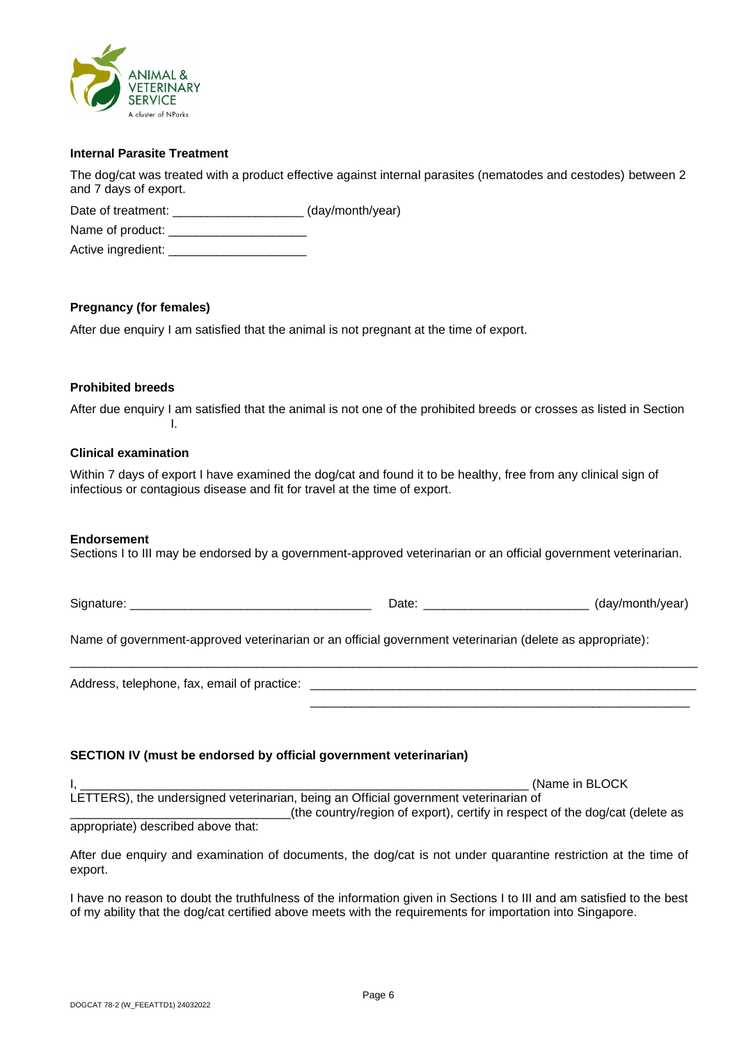**Internal Parasite Treatment**

The dog/cat was treated with a product effective against internal parasites (nematodes and cestodes) between 2 and 7 days of export.

Date of treatment: ___________________ (day/month/year)

Name of product: ____________________

Active ingredient: ____________________

**Pregnancy (for females)**

After due enquiry I am satisfied that the animal is not pregnant at the time of export.

**Prohibited breeds**

After due enquiry I am satisfied that the animal is not one of the prohibited breeds or crosses as listed in Section I.

**Clinical examination**

Within 7 days of export I have examined the dog/cat and found it to be healthy, free from any clinical sign of infectious or contagious disease and fit for travel at the time of export.

**Endorsement**

Sections I to III may be endorsed by a government-approved veterinarian or an official government veterinarian.

Signature: ___________________________________ Date: ________________________ (day/month/year)

Name of government-approved veterinarian or an official government veterinarian (delete as appropriate):

_____________________________________________________________________________________________

Address, telephone, fax, email of practice: _________________________________________________________

_________________________________________________________

**SECTION IV (must be endorsed by official government veterinarian)**

I, __________________________________________________________________ (Name in BLOCK LETTERS), the undersigned veterinarian, being an Official government veterinarian of ________________________________(the country/region of export), certify in respect of the dog/cat (delete as appropriate) described above that:

After due enquiry and examination of documents, the dog/cat is not under quarantine restriction at the time of export.

I have no reason to doubt the truthfulness of the information given in Sections I to III and am satisfied to the best of my ability that the dog/cat certified above meets with the requirements for importation into Singapore.

DOGCAT 78-2 (W_FEEATTD1) 24032022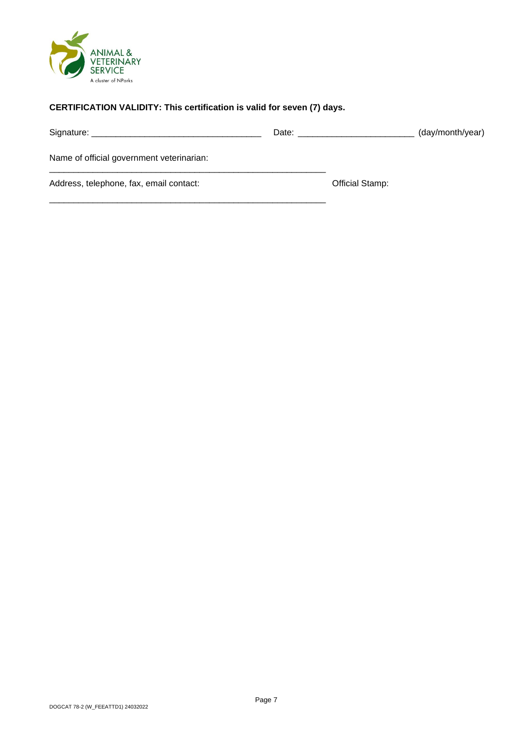**CERTIFICATION VALIDITY: This certification is valid for seven (7) days.**

Signature: ___________________________________ Date: ________________________ (day/month/year)

Name of official government veterinarian:

___________________________________________________________

Address, telephone, fax, email contact:

___________________________________________________________

Official Stamp: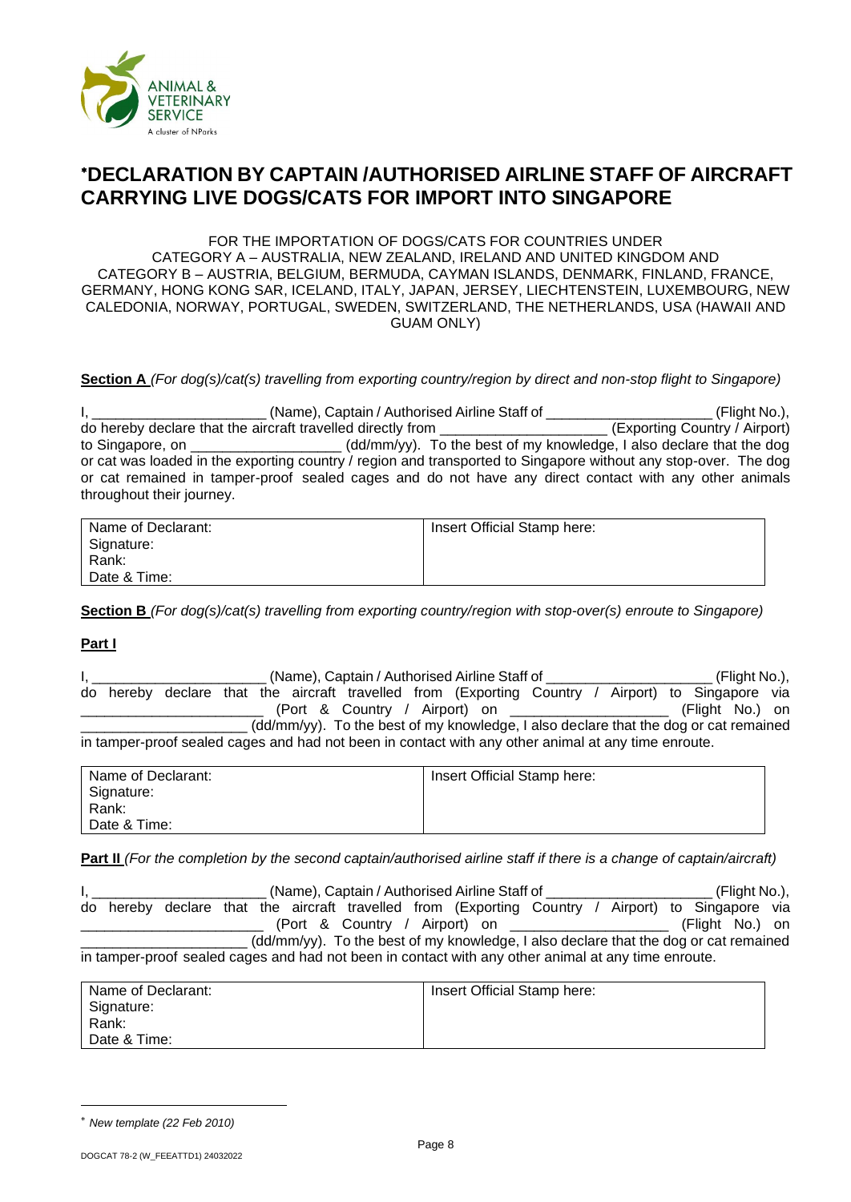# *DECLARATION BY CAPTAIN /AUTHORISED AIRLINE STAFF OF AIRCRAFT CARRYING LIVE DOGS/CATS FOR IMPORT INTO SINGAPORE

FOR THE IMPORTATION OF DOGS/CATS FOR COUNTRIES UNDER CATEGORY A – AUSTRALIA, NEW ZEALAND, IRELAND AND UNITED KINGDOM AND CATEGORY B – AUSTRIA, BELGIUM, BERMUDA, CAYMAN ISLANDS, DENMARK, FINLAND, FRANCE, GERMANY, HONG KONG SAR, ICELAND, ITALY, JAPAN, JERSEY, LIECHTENSTEIN, LUXEMBOURG, NEW CALEDONIA, NORWAY, PORTUGAL, SWEDEN, SWITZERLAND, THE NETHERLANDS, USA (HAWAII AND GUAM ONLY)

**Section A** *(For dog(s)/cat(s) travelling from exporting country/region by direct and non-stop flight to Singapore)*

I, ______________________ (Name), Captain / Authorised Airline Staff of _____________________ (Flight No.), do hereby declare that the aircraft travelled directly from ____________________ (Exporting Country / Airport) to Singapore, on __________________ (dd/mm/yy). To the best of my knowledge, I also declare that the dog or cat was loaded in the exporting country / region and transported to Singapore without any stop-over. The dog or cat remained in tamper-proof sealed cages and do not have any direct contact with any other animals throughout their journey.

| Name of Declarant:<br>Signature:<br>Rank:<br>Date & Time: | Insert Official Stamp here: |
|---|---|

**Section B** *(For dog(s)/cat(s) travelling from exporting country/region with stop-over(s) enroute to Singapore)*

**Part I**

I, ______________________ (Name), Captain / Authorised Airline Staff of _____________________ (Flight No.), do hereby declare that the aircraft travelled from (Exporting Country / Airport) to Singapore via _______________________ (Port & Country / Airport) on ___________________ (Flight No.) on _____________________ (dd/mm/yy). To the best of my knowledge, I also declare that the dog or cat remained in tamper-proof sealed cages and had not been in contact with any other animal at any time enroute.

| Name of Declarant:<br>Signature:<br>Rank:<br>Date & Time: | Insert Official Stamp here: |
|---|---|

**Part II** *(For the completion by the second captain/authorised airline staff if there is a change of captain/aircraft)*

I, ______________________ (Name), Captain / Authorised Airline Staff of _____________________ (Flight No.), do hereby declare that the aircraft travelled from (Exporting Country / Airport) to Singapore via _______________________ (Port & Country / Airport) on ___________________ (Flight No.) on _____________________ (dd/mm/yy). To the best of my knowledge, I also declare that the dog or cat remained in tamper-proof sealed cages and had not been in contact with any other animal at any time enroute.

| Name of Declarant:<br>Signature:<br>Rank:<br>Date & Time: | Insert Official Stamp here: |
|---|---|

* *New template (22 Feb 2010)*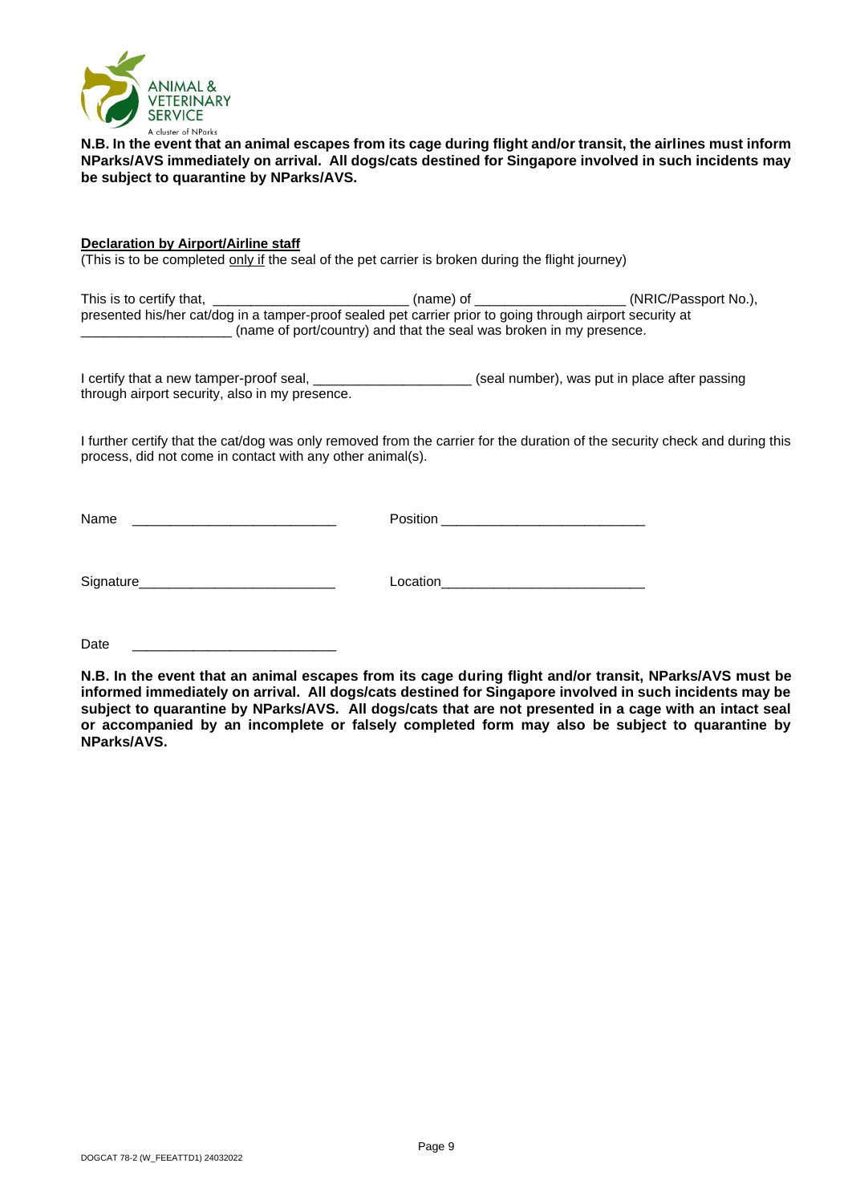**N.B. In the event that an animal escapes from its cage during flight and/or transit, the airlines must inform NParks/AVS immediately on arrival. All dogs/cats destined for Singapore involved in such incidents may be subject to quarantine by NParks/AVS.**

**Declaration by Airport/Airline staff**

(This is to be completed only if the seal of the pet carrier is broken during the flight journey)

This is to certify that, __________________________ (name) of ___________________ (NRIC/Passport No.), presented his/her cat/dog in a tamper-proof sealed pet carrier prior to going through airport security at ____________________ (name of port/country) and that the seal was broken in my presence.

I certify that a new tamper-proof seal, ____________________ (seal number), was put in place after passing through airport security, also in my presence.

I further certify that the cat/dog was only removed from the carrier for the duration of the security check and during this process, did not come in contact with any other animal(s).

Name ___________________________

Position ___________________________

Signature___________________________

Location___________________________

Date ___________________________

**N.B. In the event that an animal escapes from its cage during flight and/or transit, NParks/AVS must be informed immediately on arrival. All dogs/cats destined for Singapore involved in such incidents may be subject to quarantine by NParks/AVS. All dogs/cats that are not presented in a cage with an intact seal or accompanied by an incomplete or falsely completed form may also be subject to quarantine by NParks/AVS.**

DOGCAT 78-2 (W_FEEATTD1) 24032022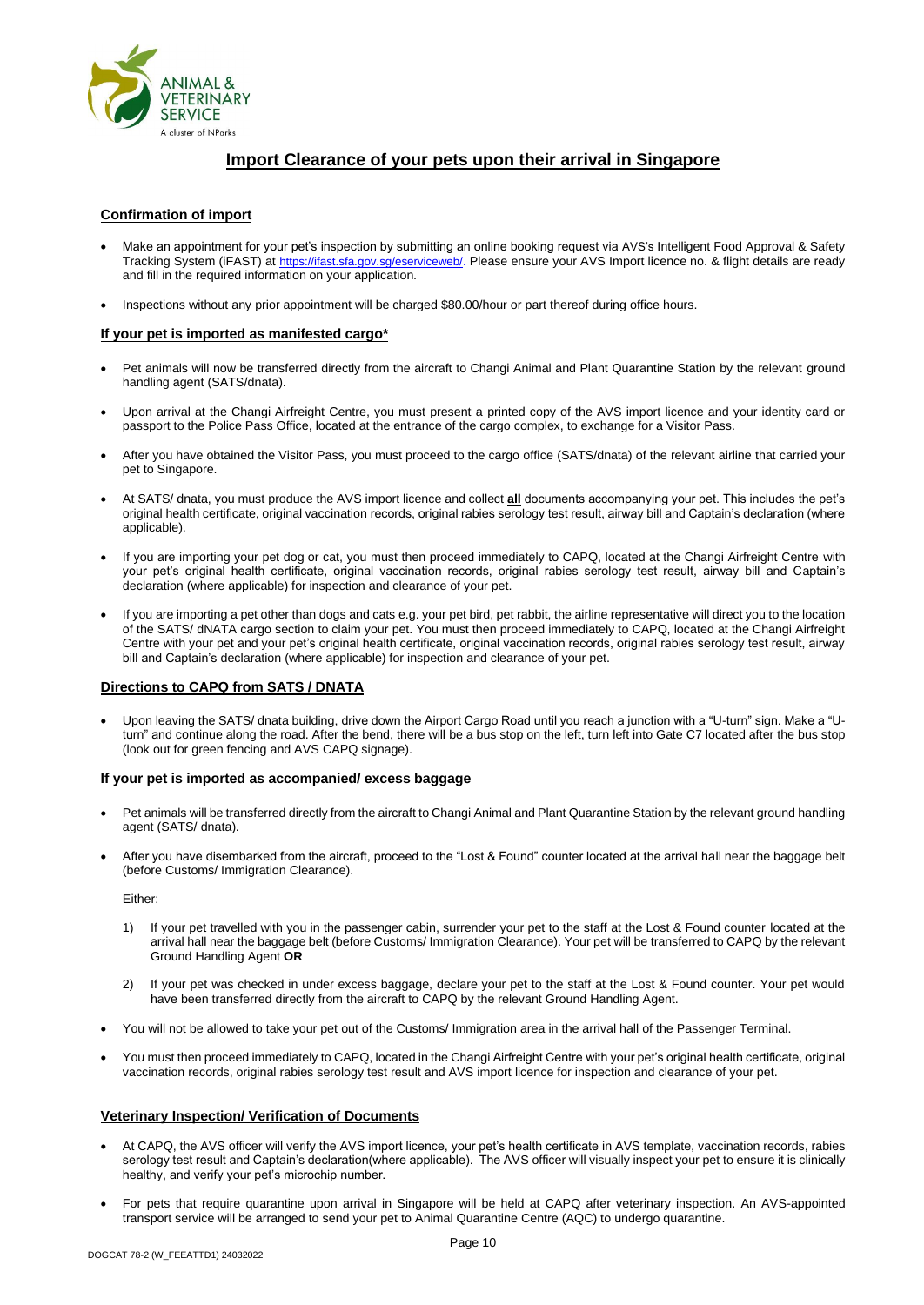# Import Clearance of your pets upon their arrival in Singapore

## Confirmation of import

- Make an appointment for your pet's inspection by submitting an online booking request via AVS's Intelligent Food Approval & Safety Tracking System (iFAST) at https://ifast.sfa.gov.sg/eserviceweb/. Please ensure your AVS Import licence no. & flight details are ready and fill in the required information on your application.
- Inspections without any prior appointment will be charged $80.00/hour or part thereof during office hours.

## If your pet is imported as manifested cargo*

- Pet animals will now be transferred directly from the aircraft to Changi Animal and Plant Quarantine Station by the relevant ground handling agent (SATS/dnata).
- Upon arrival at the Changi Airfreight Centre, you must present a printed copy of the AVS import licence and your identity card or passport to the Police Pass Office, located at the entrance of the cargo complex, to exchange for a Visitor Pass.
- After you have obtained the Visitor Pass, you must proceed to the cargo office (SATS/dnata) of the relevant airline that carried your pet to Singapore.
- At SATS/ dnata, you must produce the AVS import licence and collect **all** documents accompanying your pet. This includes the pet's original health certificate, original vaccination records, original rabies serology test result, airway bill and Captain's declaration (where applicable).
- If you are importing your pet dog or cat, you must then proceed immediately to CAPQ, located at the Changi Airfreight Centre with your pet's original health certificate, original vaccination records, original rabies serology test result, airway bill and Captain's declaration (where applicable) for inspection and clearance of your pet.
- If you are importing a pet other than dogs and cats e.g. your pet bird, pet rabbit, the airline representative will direct you to the location of the SATS/ dNATA cargo section to claim your pet. You must then proceed immediately to CAPQ, located at the Changi Airfreight Centre with your pet and your pet's original health certificate, original vaccination records, original rabies serology test result, airway bill and Captain's declaration (where applicable) for inspection and clearance of your pet.

## Directions to CAPQ from SATS / DNATA

- Upon leaving the SATS/ dnata building, drive down the Airport Cargo Road until you reach a junction with a "U-turn" sign. Make a "U-turn" and continue along the road. After the bend, there will be a bus stop on the left, turn left into Gate C7 located after the bus stop (look out for green fencing and AVS CAPQ signage).

## If your pet is imported as accompanied/ excess baggage

- Pet animals will be transferred directly from the aircraft to Changi Animal and Plant Quarantine Station by the relevant ground handling agent (SATS/ dnata).
- After you have disembarked from the aircraft, proceed to the "Lost & Found" counter located at the arrival hall near the baggage belt (before Customs/ Immigration Clearance).

  Either:

  1) If your pet travelled with you in the passenger cabin, surrender your pet to the staff at the Lost & Found counter located at the arrival hall near the baggage belt (before Customs/ Immigration Clearance). Your pet will be transferred to CAPQ by the relevant Ground Handling Agent **OR**
  2) If your pet was checked in under excess baggage, declare your pet to the staff at the Lost & Found counter. Your pet would have been transferred directly from the aircraft to CAPQ by the relevant Ground Handling Agent.

- You will not be allowed to take your pet out of the Customs/ Immigration area in the arrival hall of the Passenger Terminal.
- You must then proceed immediately to CAPQ, located in the Changi Airfreight Centre with your pet's original health certificate, original vaccination records, original rabies serology test result and AVS import licence for inspection and clearance of your pet.

## Veterinary Inspection/ Verification of Documents

- At CAPQ, the AVS officer will verify the AVS import licence, your pet's health certificate in AVS template, vaccination records, rabies serology test result and Captain's declaration(where applicable). The AVS officer will visually inspect your pet to ensure it is clinically healthy, and verify your pet's microchip number.
- For pets that require quarantine upon arrival in Singapore will be held at CAPQ after veterinary inspection. An AVS-appointed transport service will be arranged to send your pet to Animal Quarantine Centre (AQC) to undergo quarantine.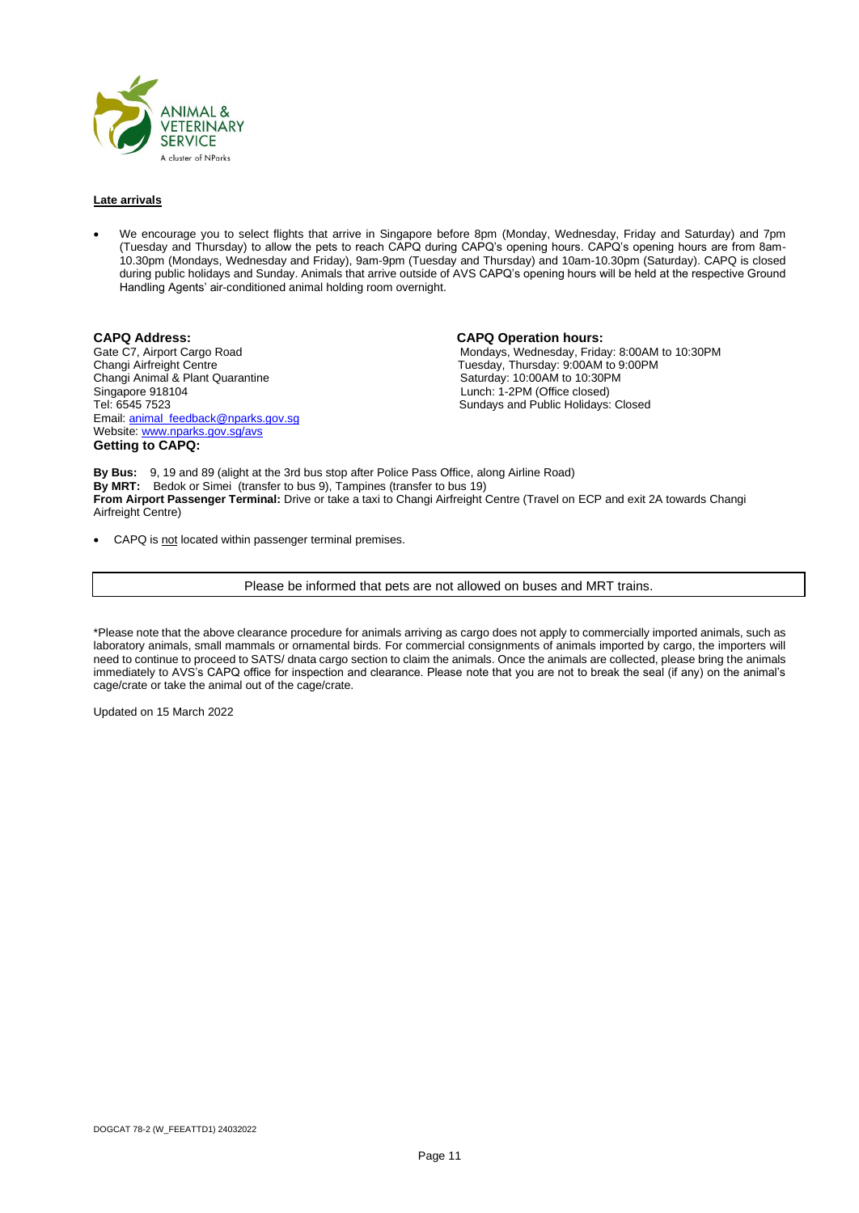**Late arrivals**

- We encourage you to select flights that arrive in Singapore before 8pm (Monday, Wednesday, Friday and Saturday) and 7pm (Tuesday and Thursday) to allow the pets to reach CAPQ during CAPQ's opening hours. CAPQ's opening hours are from 8am-10.30pm (Mondays, Wednesday and Friday), 9am-9pm (Tuesday and Thursday) and 10am-10.30pm (Saturday). CAPQ is closed during public holidays and Sunday. Animals that arrive outside of AVS CAPQ's opening hours will be held at the respective Ground Handling Agents' air-conditioned animal holding room overnight.

**CAPQ Address:**
Gate C7, Airport Cargo Road
Changi Airfreight Centre
Changi Animal & Plant Quarantine
Singapore 918104
Tel: 6545 7523
Email: animal_feedback@nparks.gov.sg
Website: www.nparks.gov.sg/avs

**CAPQ Operation hours:**
Mondays, Wednesday, Friday: 8:00AM to 10:30PM
Tuesday, Thursday: 9:00AM to 9:00PM
Saturday: 10:00AM to 10:30PM
Lunch: 1-2PM (Office closed)
Sundays and Public Holidays: Closed

**Getting to CAPQ:**

**By Bus:** 9, 19 and 89 (alight at the 3rd bus stop after Police Pass Office, along Airline Road)
**By MRT:** Bedok or Simei (transfer to bus 9), Tampines (transfer to bus 19)
**From Airport Passenger Terminal:** Drive or take a taxi to Changi Airfreight Centre (Travel on ECP and exit 2A towards Changi Airfreight Centre)

- CAPQ is not located within passenger terminal premises.

| Please be informed that pets are not allowed on buses and MRT trains. |
|---|

*Please note that the above clearance procedure for animals arriving as cargo does not apply to commercially imported animals, such as laboratory animals, small mammals or ornamental birds. For commercial consignments of animals imported by cargo, the importers will need to continue to proceed to SATS/ dnata cargo section to claim the animals. Once the animals are collected, please bring the animals immediately to AVS's CAPQ office for inspection and clearance. Please note that you are not to break the seal (if any) on the animal's cage/crate or take the animal out of the cage/crate.

Updated on 15 March 2022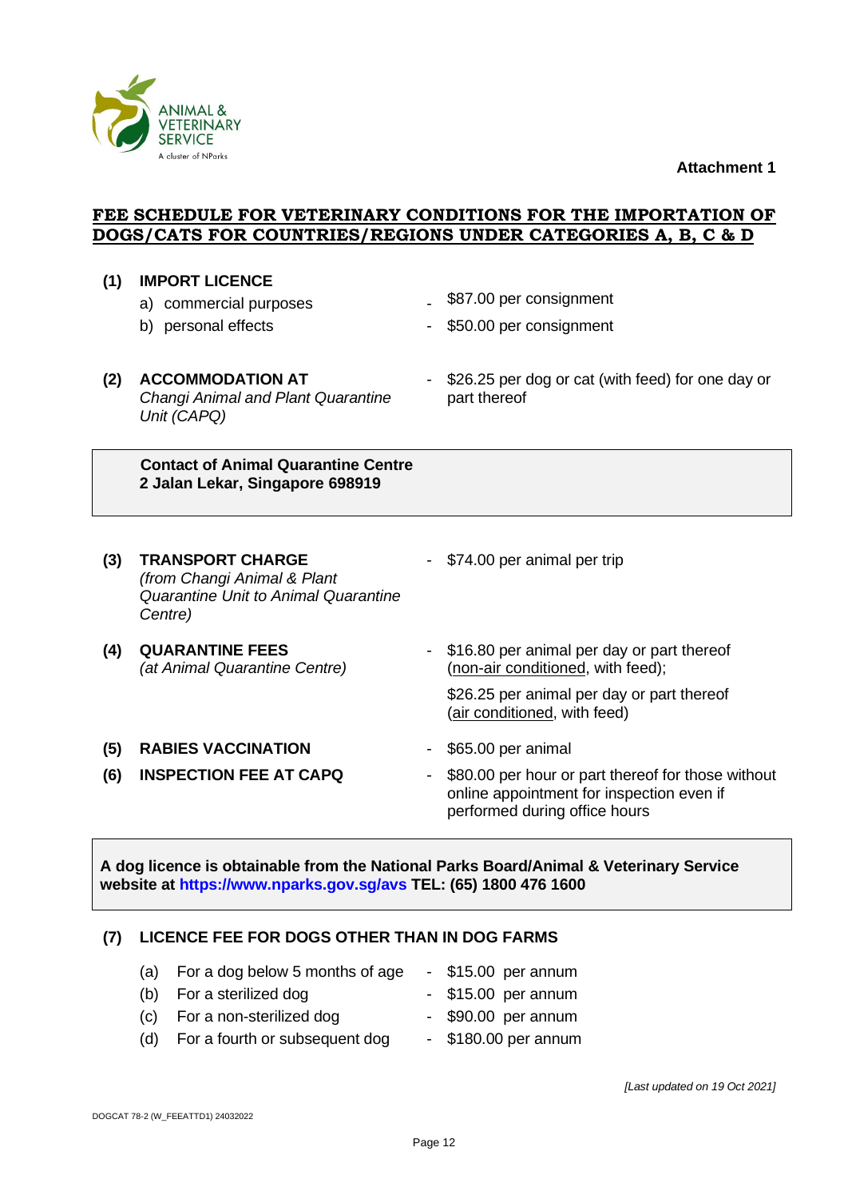ANIMAL & VETERINARY SERVICE
A cluster of NParks

**Attachment 1**

# FEE SCHEDULE FOR VETERINARY CONDITIONS FOR THE IMPORTATION OF DOGS/CATS FOR COUNTRIES/REGIONS UNDER CATEGORIES A, B, C & D

**(1) IMPORT LICENCE**

a) commercial purposes - $87.00 per consignment

b) personal effects - $50.00 per consignment

**(2) ACCOMMODATION AT** *Changi Animal and Plant Quarantine Unit (CAPQ)* - $26.25 per dog or cat (with feed) for one day or part thereof

> **Contact of Animal Quarantine Centre**
> **2 Jalan Lekar, Singapore 698919**

**(3) TRANSPORT CHARGE** *(from Changi Animal & Plant Quarantine Unit to Animal Quarantine Centre)* - $74.00 per animal per trip

**(4) QUARANTINE FEES** *(at Animal Quarantine Centre)* - $16.80 per animal per day or part thereof (non-air conditioned, with feed);

$26.25 per animal per day or part thereof (air conditioned, with feed)

**(5) RABIES VACCINATION** - $65.00 per animal

**(6) INSPECTION FEE AT CAPQ** - $80.00 per hour or part thereof for those without online appointment for inspection even if performed during office hours

> **A dog licence is obtainable from the National Parks Board/Animal & Veterinary Service website at https://www.nparks.gov.sg/avs TEL: (65) 1800 476 1600**

**(7) LICENCE FEE FOR DOGS OTHER THAN IN DOG FARMS**

(a) For a dog below 5 months of age - $15.00 per annum

(b) For a sterilized dog - $15.00 per annum

(c) For a non-sterilized dog - $90.00 per annum

(d) For a fourth or subsequent dog - $180.00 per annum

*[Last updated on 19 Oct 2021]*

DOGCAT 78-2 (W_FEEATTD1) 24032022